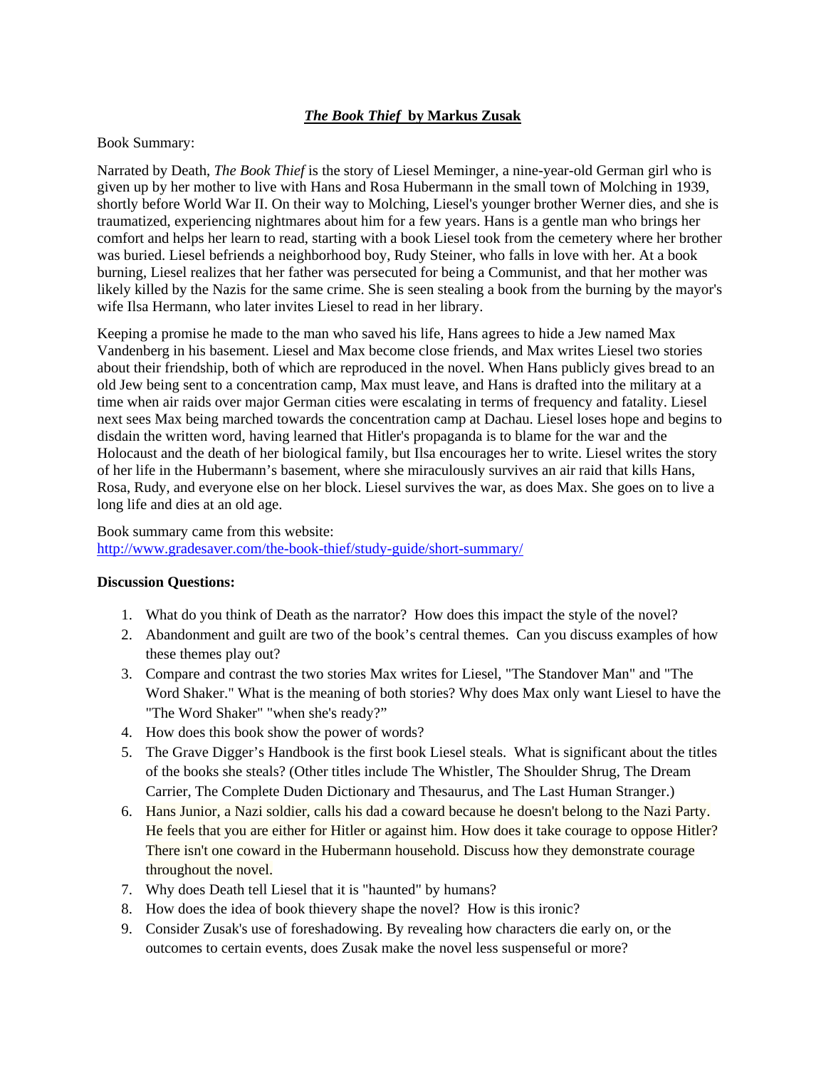# *The Book Thief* by Markus Zusak

Book Summary:

Narrated by Death, *The Book Thief* is the story of Liesel Meminger, a nine-year-old German girl who is given up by her mother to live with Hans and Rosa Hubermann in the small town of Molching in 1939, shortly before World War II. On their way to Molching, Liesel's younger brother Werner dies, and she is traumatized, experiencing nightmares about him for a few years. Hans is a gentle man who brings her comfort and helps her learn to read, starting with a book Liesel took from the cemetery where her brother was buried. Liesel befriends a neighborhood boy, Rudy Steiner, who falls in love with her. At a book burning, Liesel realizes that her father was persecuted for being a Communist, and that her mother was likely killed by the Nazis for the same crime. She is seen stealing a book from the burning by the mayor's wife Ilsa Hermann, who later invites Liesel to read in her library.

Keeping a promise he made to the man who saved his life, Hans agrees to hide a Jew named Max Vandenberg in his basement. Liesel and Max become close friends, and Max writes Liesel two stories about their friendship, both of which are reproduced in the novel. When Hans publicly gives bread to an old Jew being sent to a concentration camp, Max must leave, and Hans is drafted into the military at a time when air raids over major German cities were escalating in terms of frequency and fatality. Liesel next sees Max being marched towards the concentration camp at Dachau. Liesel loses hope and begins to disdain the written word, having learned that Hitler's propaganda is to blame for the war and the Holocaust and the death of her biological family, but Ilsa encourages her to write. Liesel writes the story of her life in the Hubermann's basement, where she miraculously survives an air raid that kills Hans, Rosa, Rudy, and everyone else on her block. Liesel survives the war, as does Max. She goes on to live a long life and dies at an old age.

Book summary came from this website:
http://www.gradesaver.com/the-book-thief/study-guide/short-summary/

**Discussion Questions:**

1. What do you think of Death as the narrator? How does this impact the style of the novel?
2. Abandonment and guilt are two of the book's central themes. Can you discuss examples of how these themes play out?
3. Compare and contrast the two stories Max writes for Liesel, "The Standover Man" and "The Word Shaker." What is the meaning of both stories? Why does Max only want Liesel to have the "The Word Shaker" "when she's ready?"
4. How does this book show the power of words?
5. The Grave Digger's Handbook is the first book Liesel steals. What is significant about the titles of the books she steals? (Other titles include The Whistler, The Shoulder Shrug, The Dream Carrier, The Complete Duden Dictionary and Thesaurus, and The Last Human Stranger.)
6. Hans Junior, a Nazi soldier, calls his dad a coward because he doesn't belong to the Nazi Party. He feels that you are either for Hitler or against him. How does it take courage to oppose Hitler? There isn't one coward in the Hubermann household. Discuss how they demonstrate courage throughout the novel.
7. Why does Death tell Liesel that it is "haunted" by humans?
8. How does the idea of book thievery shape the novel? How is this ironic?
9. Consider Zusak's use of foreshadowing. By revealing how characters die early on, or the outcomes to certain events, does Zusak make the novel less suspenseful or more?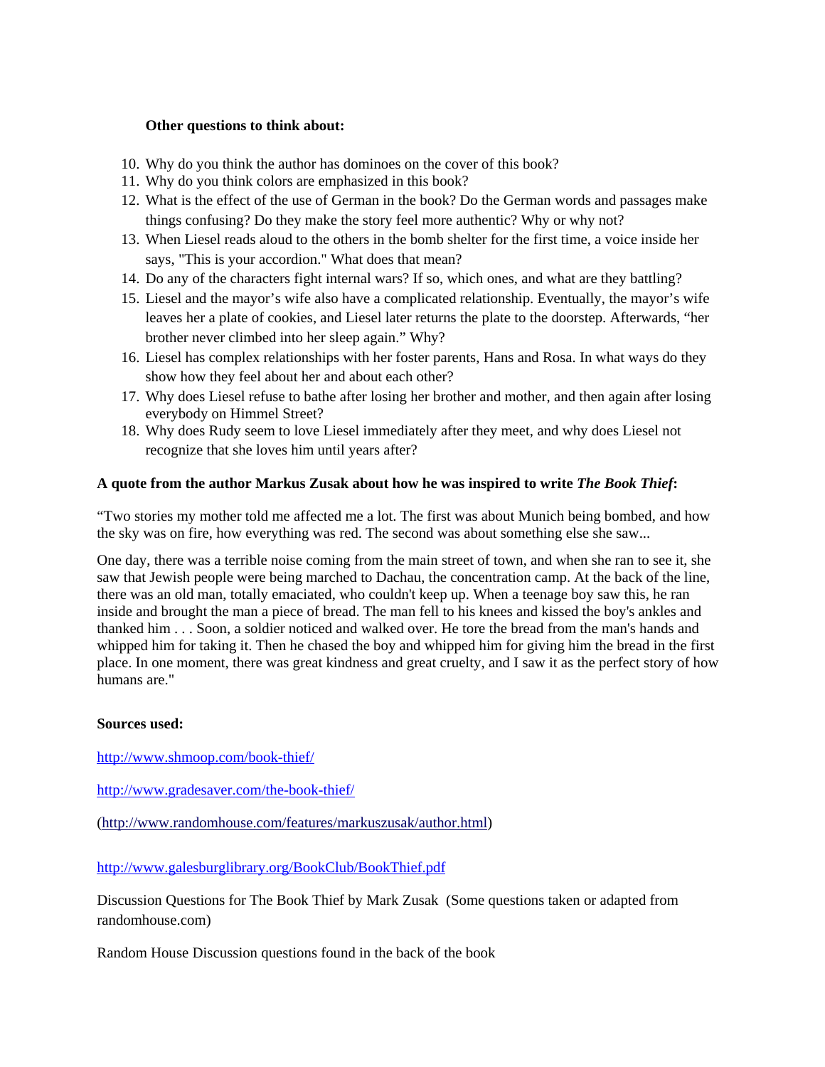**Other questions to think about:**

10. Why do you think the author has dominoes on the cover of this book?
11. Why do you think colors are emphasized in this book?
12. What is the effect of the use of German in the book? Do the German words and passages make things confusing? Do they make the story feel more authentic? Why or why not?
13. When Liesel reads aloud to the others in the bomb shelter for the first time, a voice inside her says, "This is your accordion." What does that mean?
14. Do any of the characters fight internal wars? If so, which ones, and what are they battling?
15. Liesel and the mayor's wife also have a complicated relationship. Eventually, the mayor's wife leaves her a plate of cookies, and Liesel later returns the plate to the doorstep. Afterwards, "her brother never climbed into her sleep again." Why?
16. Liesel has complex relationships with her foster parents, Hans and Rosa. In what ways do they show how they feel about her and about each other?
17. Why does Liesel refuse to bathe after losing her brother and mother, and then again after losing everybody on Himmel Street?
18. Why does Rudy seem to love Liesel immediately after they meet, and why does Liesel not recognize that she loves him until years after?

**A quote from the author Markus Zusak about how he was inspired to write *The Book Thief*:**

"Two stories my mother told me affected me a lot. The first was about Munich being bombed, and how the sky was on fire, how everything was red. The second was about something else she saw...

One day, there was a terrible noise coming from the main street of town, and when she ran to see it, she saw that Jewish people were being marched to Dachau, the concentration camp. At the back of the line, there was an old man, totally emaciated, who couldn't keep up. When a teenage boy saw this, he ran inside and brought the man a piece of bread. The man fell to his knees and kissed the boy's ankles and thanked him . . . Soon, a soldier noticed and walked over. He tore the bread from the man's hands and whipped him for taking it. Then he chased the boy and whipped him for giving him the bread in the first place. In one moment, there was great kindness and great cruelty, and I saw it as the perfect story of how humans are."

**Sources used:**

http://www.shmoop.com/book-thief/

http://www.gradesaver.com/the-book-thief/

(http://www.randomhouse.com/features/markuszusak/author.html)

http://www.galesburglibrary.org/BookClub/BookThief.pdf

Discussion Questions for The Book Thief by Mark Zusak (Some questions taken or adapted from randomhouse.com)

Random House Discussion questions found in the back of the book